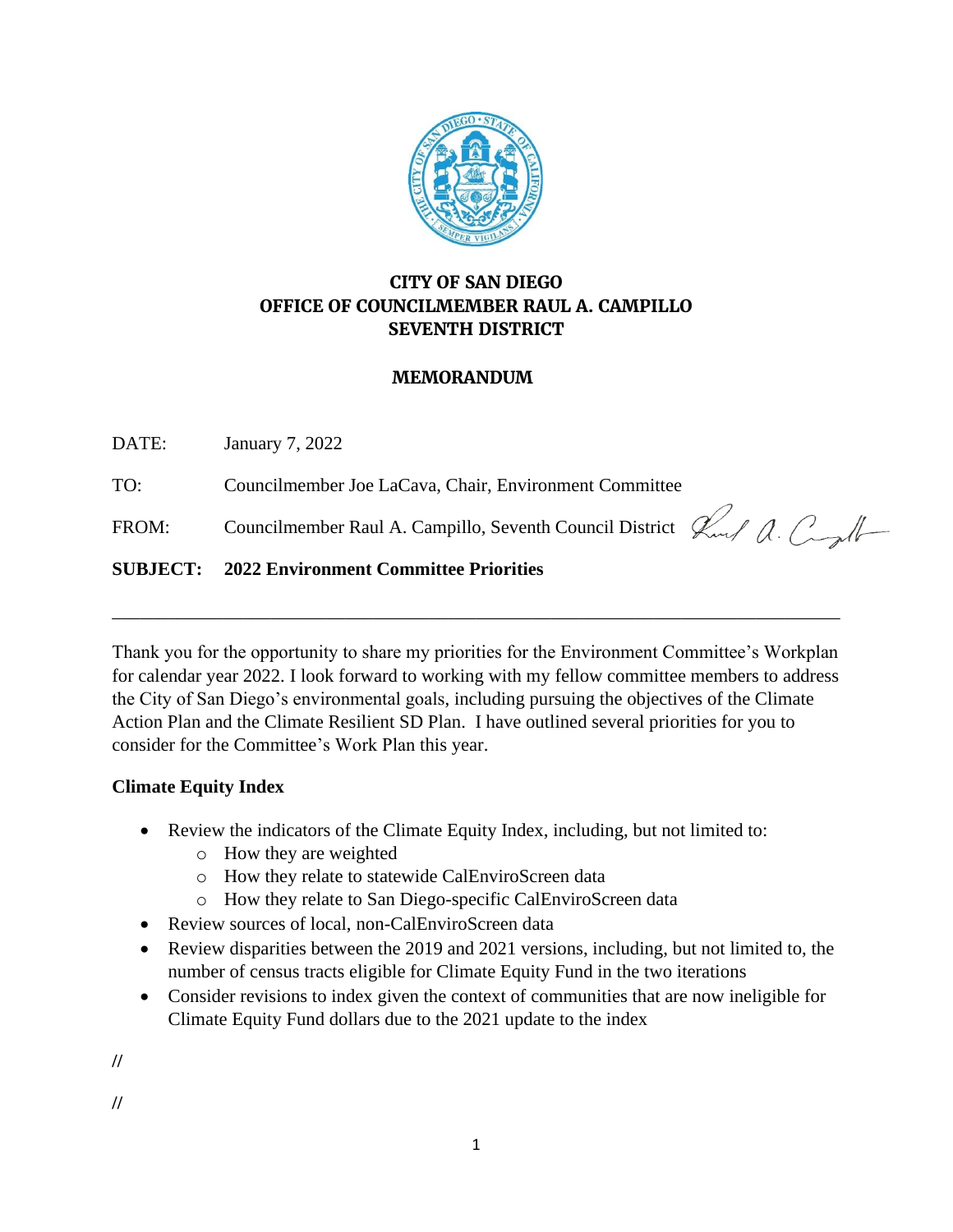**CITY OF SAN DIEGO**
**OFFICE OF COUNCILMEMBER RAUL A. CAMPILLO**
**SEVENTH DISTRICT**

**MEMORANDUM**

DATE: January 7, 2022

TO: Councilmember Joe LaCava, Chair, Environment Committee

FROM: Councilmember Raul A. Campillo, Seventh Council District

**SUBJECT: 2022 Environment Committee Priorities**

---

Thank you for the opportunity to share my priorities for the Environment Committee's Workplan for calendar year 2022. I look forward to working with my fellow committee members to address the City of San Diego's environmental goals, including pursuing the objectives of the Climate Action Plan and the Climate Resilient SD Plan. I have outlined several priorities for you to consider for the Committee's Work Plan this year.

**Climate Equity Index**

- Review the indicators of the Climate Equity Index, including, but not limited to:
  - How they are weighted
  - How they relate to statewide CalEnviroScreen data
  - How they relate to San Diego-specific CalEnviroScreen data
- Review sources of local, non-CalEnviroScreen data
- Review disparities between the 2019 and 2021 versions, including, but not limited to, the number of census tracts eligible for Climate Equity Fund in the two iterations
- Consider revisions to index given the context of communities that are now ineligible for Climate Equity Fund dollars due to the 2021 update to the index

//

//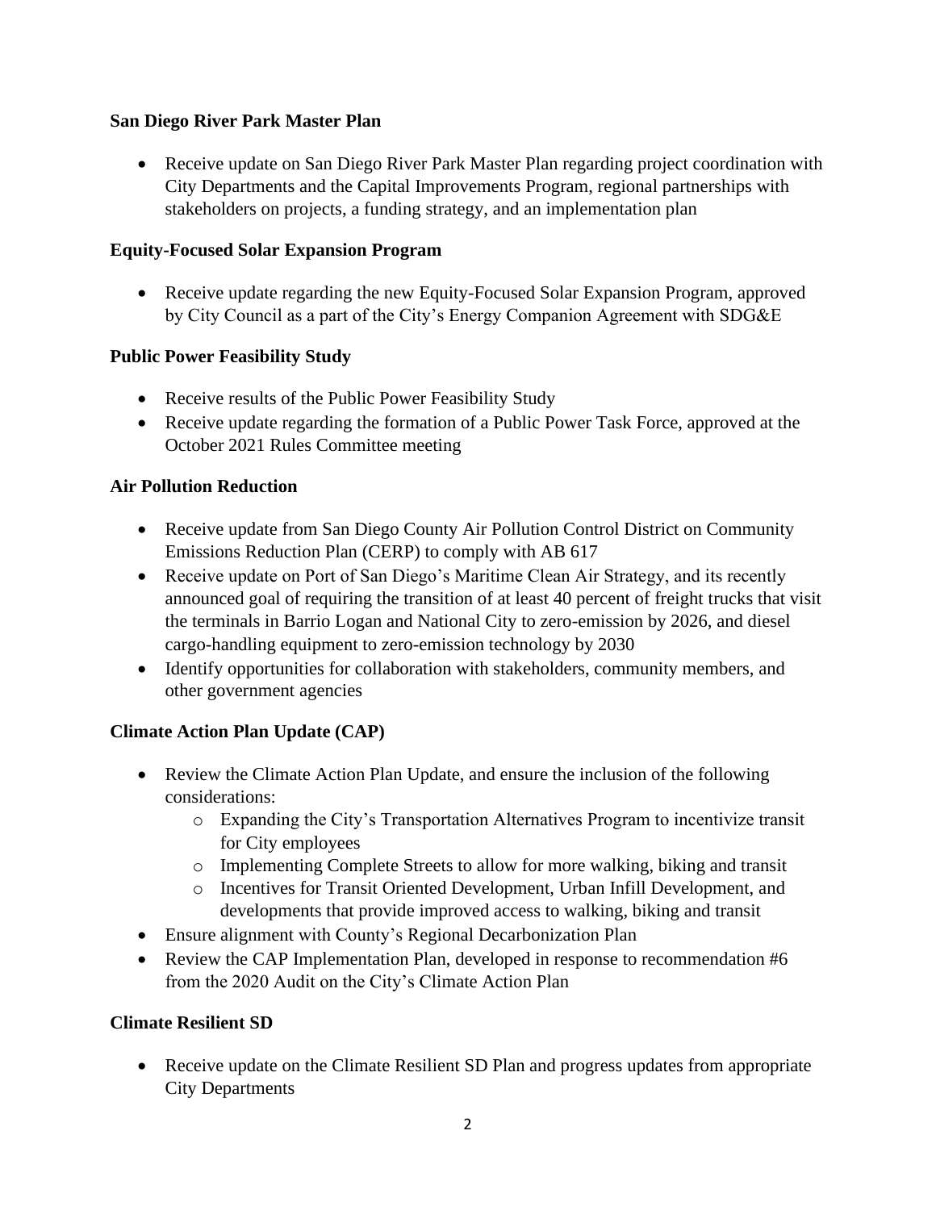**San Diego River Park Master Plan**

- Receive update on San Diego River Park Master Plan regarding project coordination with City Departments and the Capital Improvements Program, regional partnerships with stakeholders on projects, a funding strategy, and an implementation plan

**Equity-Focused Solar Expansion Program**

- Receive update regarding the new Equity-Focused Solar Expansion Program, approved by City Council as a part of the City's Energy Companion Agreement with SDG&E

**Public Power Feasibility Study**

- Receive results of the Public Power Feasibility Study
- Receive update regarding the formation of a Public Power Task Force, approved at the October 2021 Rules Committee meeting

**Air Pollution Reduction**

- Receive update from San Diego County Air Pollution Control District on Community Emissions Reduction Plan (CERP) to comply with AB 617
- Receive update on Port of San Diego's Maritime Clean Air Strategy, and its recently announced goal of requiring the transition of at least 40 percent of freight trucks that visit the terminals in Barrio Logan and National City to zero-emission by 2026, and diesel cargo-handling equipment to zero-emission technology by 2030
- Identify opportunities for collaboration with stakeholders, community members, and other government agencies

**Climate Action Plan Update (CAP)**

- Review the Climate Action Plan Update, and ensure the inclusion of the following considerations:
  - Expanding the City's Transportation Alternatives Program to incentivize transit for City employees
  - Implementing Complete Streets to allow for more walking, biking and transit
  - Incentives for Transit Oriented Development, Urban Infill Development, and developments that provide improved access to walking, biking and transit
- Ensure alignment with County's Regional Decarbonization Plan
- Review the CAP Implementation Plan, developed in response to recommendation #6 from the 2020 Audit on the City's Climate Action Plan

**Climate Resilient SD**

- Receive update on the Climate Resilient SD Plan and progress updates from appropriate City Departments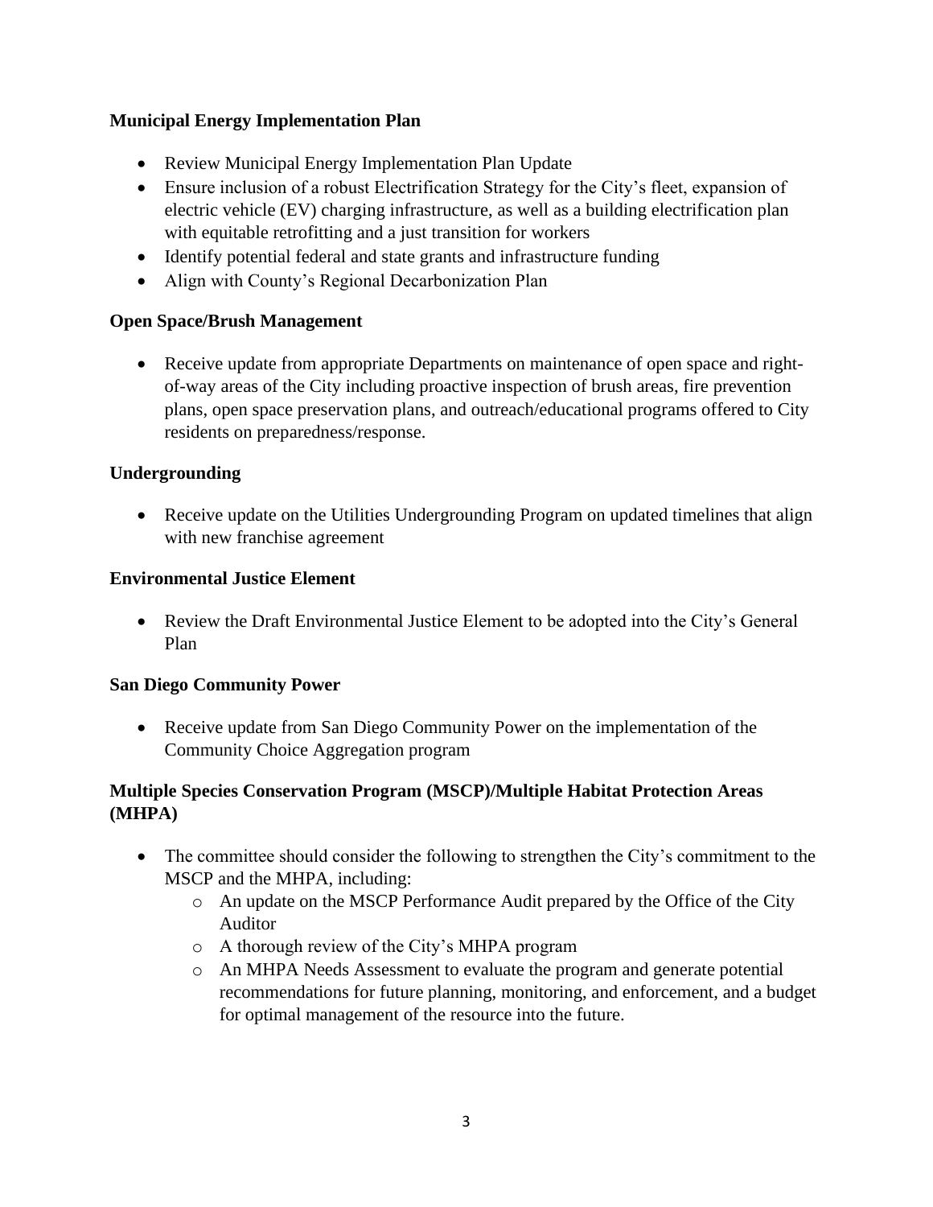**Municipal Energy Implementation Plan**

- Review Municipal Energy Implementation Plan Update
- Ensure inclusion of a robust Electrification Strategy for the City's fleet, expansion of electric vehicle (EV) charging infrastructure, as well as a building electrification plan with equitable retrofitting and a just transition for workers
- Identify potential federal and state grants and infrastructure funding
- Align with County's Regional Decarbonization Plan

**Open Space/Brush Management**

- Receive update from appropriate Departments on maintenance of open space and right-of-way areas of the City including proactive inspection of brush areas, fire prevention plans, open space preservation plans, and outreach/educational programs offered to City residents on preparedness/response.

**Undergrounding**

- Receive update on the Utilities Undergrounding Program on updated timelines that align with new franchise agreement

**Environmental Justice Element**

- Review the Draft Environmental Justice Element to be adopted into the City's General Plan

**San Diego Community Power**

- Receive update from San Diego Community Power on the implementation of the Community Choice Aggregation program

**Multiple Species Conservation Program (MSCP)/Multiple Habitat Protection Areas (MHPA)**

- The committee should consider the following to strengthen the City's commitment to the MSCP and the MHPA, including:
  - An update on the MSCP Performance Audit prepared by the Office of the City Auditor
  - A thorough review of the City's MHPA program
  - An MHPA Needs Assessment to evaluate the program and generate potential recommendations for future planning, monitoring, and enforcement, and a budget for optimal management of the resource into the future.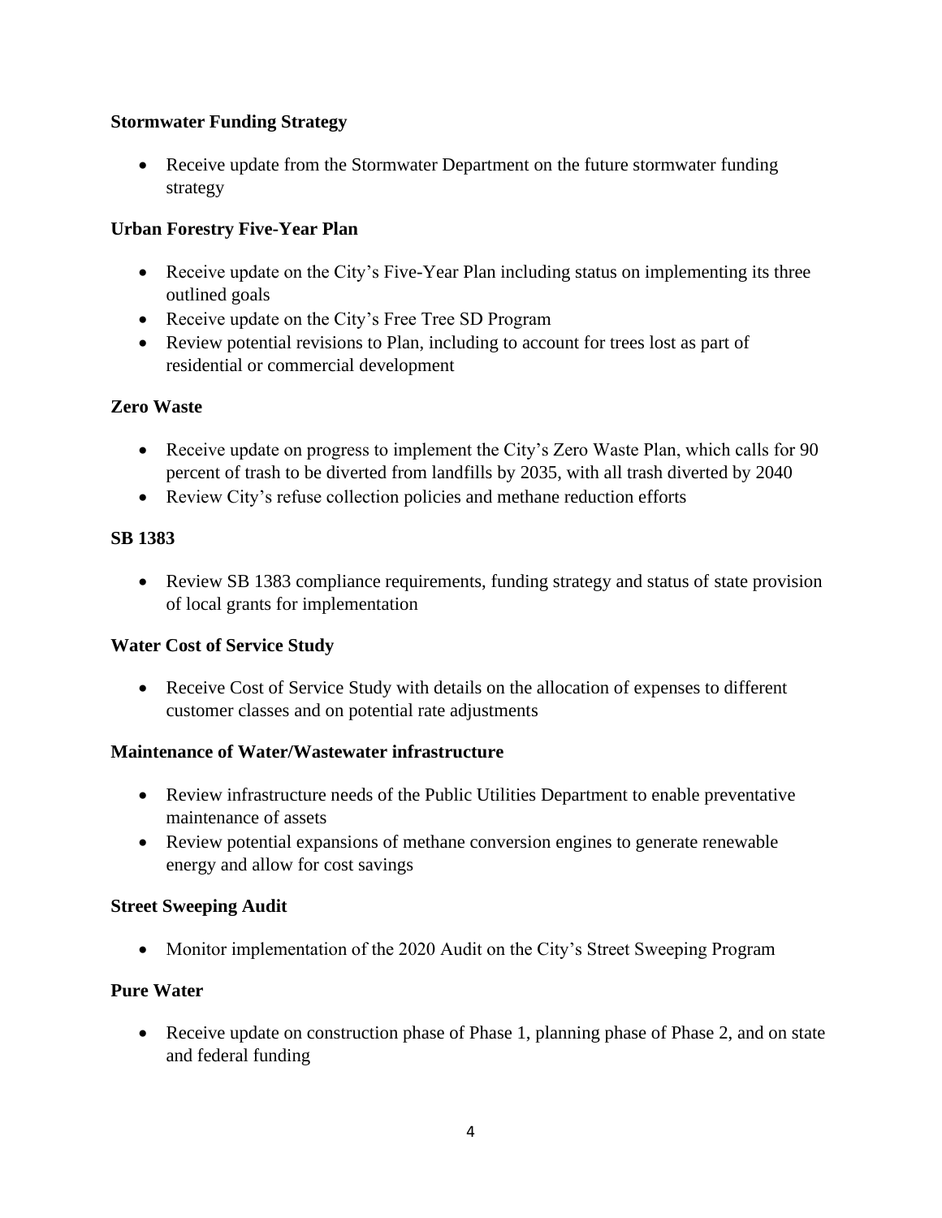**Stormwater Funding Strategy**

- Receive update from the Stormwater Department on the future stormwater funding strategy

**Urban Forestry Five-Year Plan**

- Receive update on the City's Five-Year Plan including status on implementing its three outlined goals
- Receive update on the City's Free Tree SD Program
- Review potential revisions to Plan, including to account for trees lost as part of residential or commercial development

**Zero Waste**

- Receive update on progress to implement the City's Zero Waste Plan, which calls for 90 percent of trash to be diverted from landfills by 2035, with all trash diverted by 2040
- Review City's refuse collection policies and methane reduction efforts

**SB 1383**

- Review SB 1383 compliance requirements, funding strategy and status of state provision of local grants for implementation

**Water Cost of Service Study**

- Receive Cost of Service Study with details on the allocation of expenses to different customer classes and on potential rate adjustments

**Maintenance of Water/Wastewater infrastructure**

- Review infrastructure needs of the Public Utilities Department to enable preventative maintenance of assets
- Review potential expansions of methane conversion engines to generate renewable energy and allow for cost savings

**Street Sweeping Audit**

- Monitor implementation of the 2020 Audit on the City's Street Sweeping Program

**Pure Water**

- Receive update on construction phase of Phase 1, planning phase of Phase 2, and on state and federal funding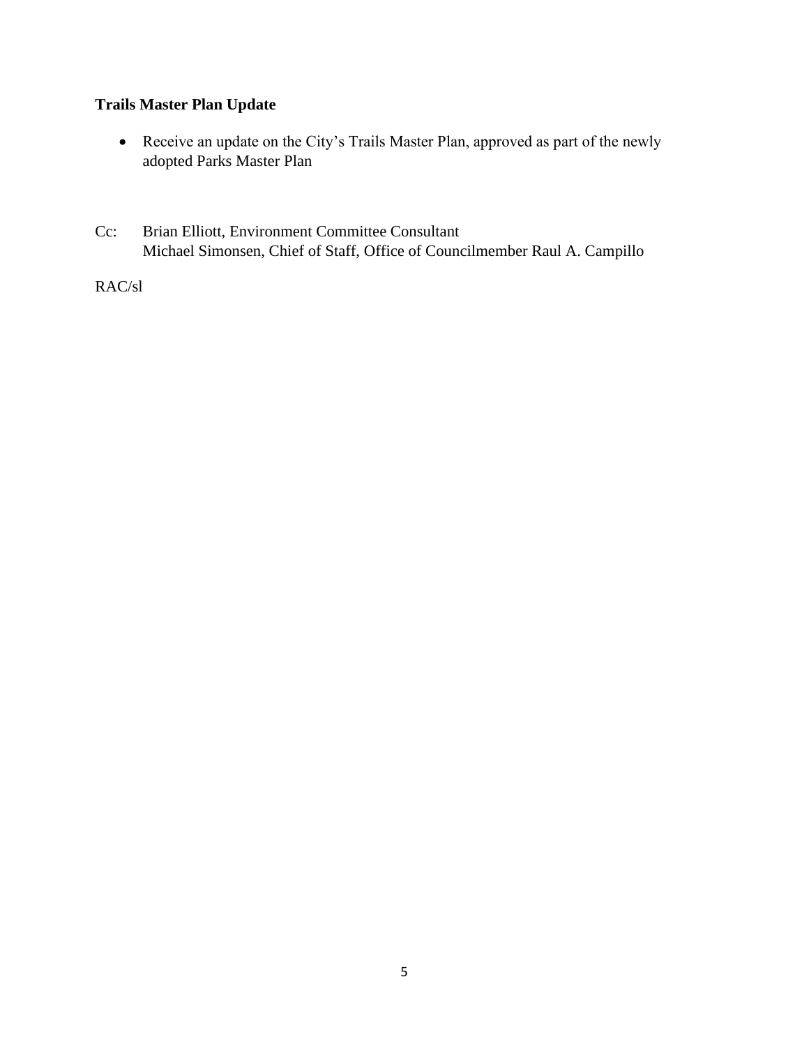**Trails Master Plan Update**

- Receive an update on the City's Trails Master Plan, approved as part of the newly adopted Parks Master Plan

Cc: Brian Elliott, Environment Committee Consultant
Michael Simonsen, Chief of Staff, Office of Councilmember Raul A. Campillo

RAC/sl